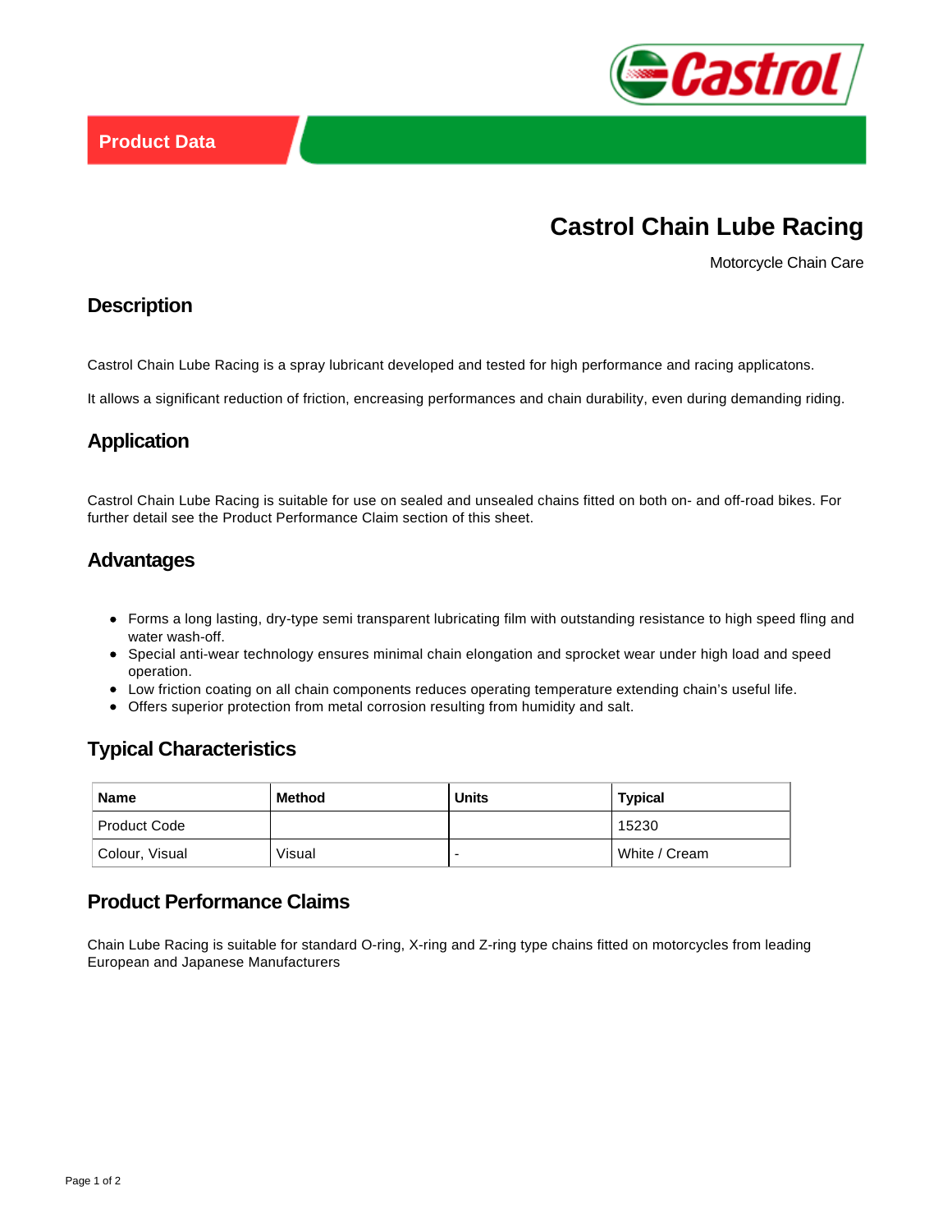Product Data

# Castrol Chain Lube Racing

Motorcycle Chain Care

## Description

Castrol Chain Lube Racing is a spray lubricant developed and tested for high performance and racing applicatons.

It allows a significant reduction of friction, encreasing performances and chain durability, even during demanding riding.

## Application

Castrol Chain Lube Racing is suitable for use on sealed and unsealed chains fitted on both on- and off-road bikes. For further detail see the Product Performance Claim section of this sheet.

## Advantages

- Forms a long lasting, dry-type semi transparent lubricating film with outstanding resistance to high speed fling and water wash-off.
- Special anti-wear technology ensures minimal chain elongation and sprocket wear under high load and speed operation.
- Low friction coating on all chain components reduces operating temperature extending chain's useful life.
- Offers superior protection from metal corrosion resulting from humidity and salt.

## Typical Characteristics

| Name | Method | Units | Typical |
|---|---|---|---|
| Product Code | | | 15230 |
| Colour, Visual | Visual | - | White / Cream |

## Product Performance Claims

Chain Lube Racing is suitable for standard O-ring, X-ring and Z-ring type chains fitted on motorcycles from leading European and Japanese Manufacturers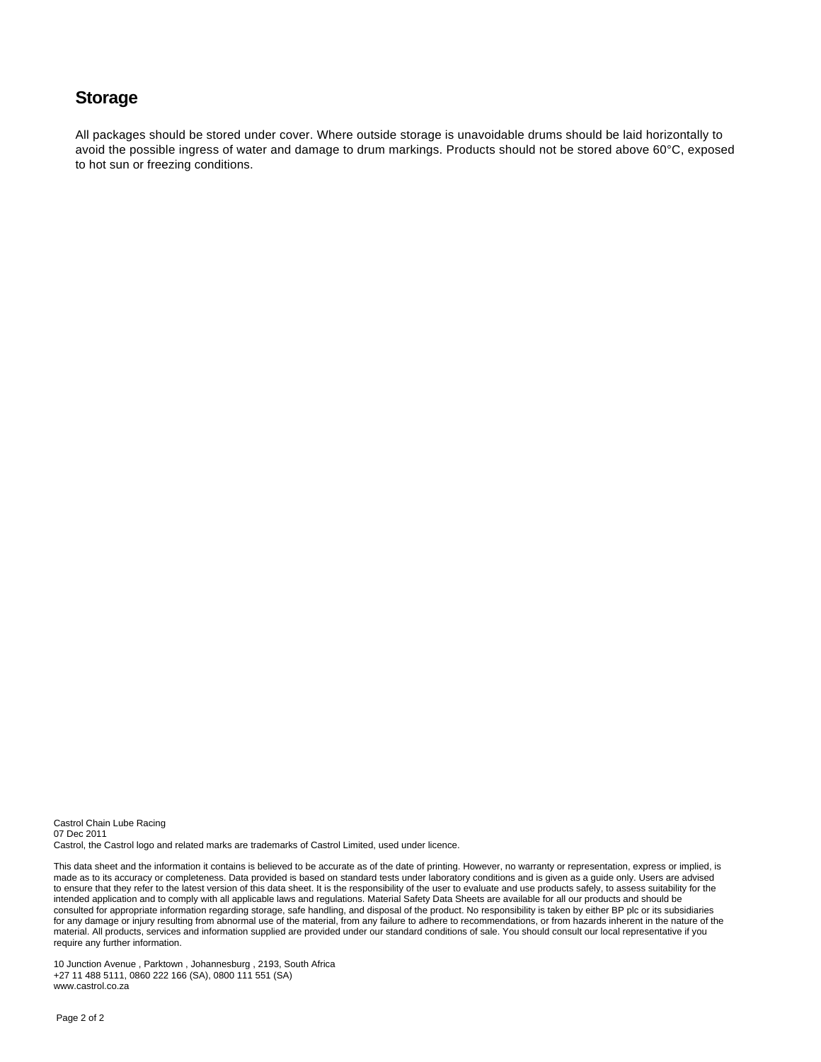## Storage

All packages should be stored under cover. Where outside storage is unavoidable drums should be laid horizontally to avoid the possible ingress of water and damage to drum markings. Products should not be stored above 60°C, exposed to hot sun or freezing conditions.

Castrol Chain Lube Racing
07 Dec 2011
Castrol, the Castrol logo and related marks are trademarks of Castrol Limited, used under licence.

This data sheet and the information it contains is believed to be accurate as of the date of printing. However, no warranty or representation, express or implied, is made as to its accuracy or completeness. Data provided is based on standard tests under laboratory conditions and is given as a guide only. Users are advised to ensure that they refer to the latest version of this data sheet. It is the responsibility of the user to evaluate and use products safely, to assess suitability for the intended application and to comply with all applicable laws and regulations. Material Safety Data Sheets are available for all our products and should be consulted for appropriate information regarding storage, safe handling, and disposal of the product. No responsibility is taken by either BP plc or its subsidiaries for any damage or injury resulting from abnormal use of the material, from any failure to adhere to recommendations, or from hazards inherent in the nature of the material. All products, services and information supplied are provided under our standard conditions of sale. You should consult our local representative if you require any further information.

10 Junction Avenue , Parktown , Johannesburg , 2193, South Africa
+27 11 488 5111, 0860 222 166 (SA), 0800 111 551 (SA)
www.castrol.co.za